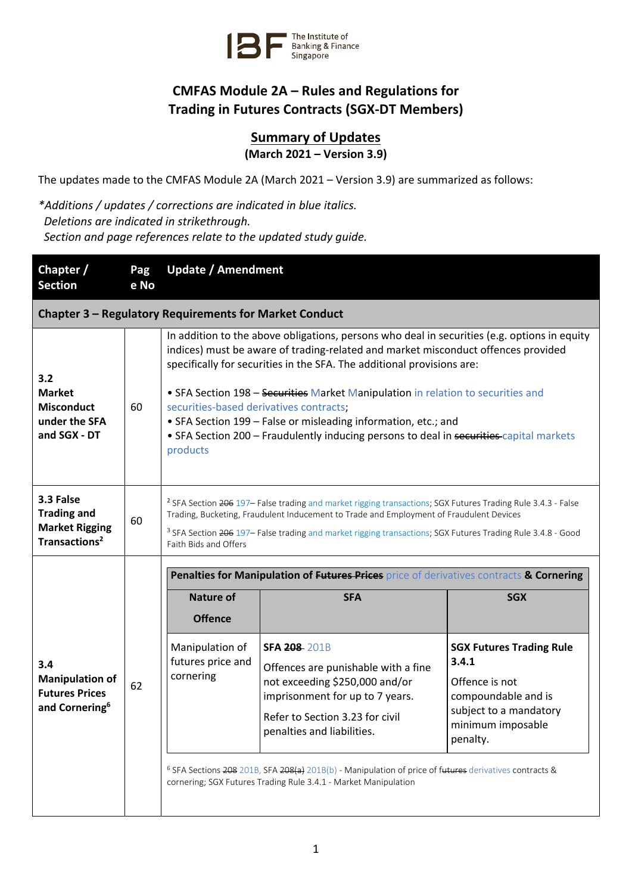The Institute of Banking & Finance Singapore

# CMFAS Module 2A – Rules and Regulations for Trading in Futures Contracts (SGX-DT Members)

## Summary of Updates

**(March 2021 – Version 3.9)**

The updates made to the CMFAS Module 2A (March 2021 – Version 3.9) are summarized as follows:

*\*Additions / updates / corrections are indicated in blue italics.*
*Deletions are indicated in strikethrough.*
*Section and page references relate to the updated study guide.*

| Chapter / Section | Page No | Update / Amendment |
|---|---|---|
| **Chapter 3 – Regulatory Requirements for Market Conduct** | | |
| **3.2 Market Misconduct under the SFA and SGX - DT** | 60 | In addition to the above obligations, persons who deal in securities (e.g. options in equity indices) must be aware of trading-related and market misconduct offences provided specifically for securities in the SFA. The additional provisions are:<br><br>• SFA Section 198 – ~~Securities~~ Market Manipulation in relation to securities and securities-based derivatives contracts;<br>• SFA Section 199 – False or misleading information, etc.; and<br>• SFA Section 200 – Fraudulently inducing persons to deal in ~~securities~~ capital markets products |
| **3.3 False Trading and Market Rigging Transactions[2]** | 60 | [2] SFA Section ~~206~~ 197– False trading and market rigging transactions; SGX Futures Trading Rule 3.4.3 - False Trading, Bucketing, Fraudulent Inducement to Trade and Employment of Fraudulent Devices<br><br>[3] SFA Section ~~206~~ 197– False trading and market rigging transactions; SGX Futures Trading Rule 3.4.8 - Good Faith Bids and Offers |
| **3.4 Manipulation of Futures Prices and Cornering[6]** | 62 | **Penalties for Manipulation of ~~Futures Prices~~ price of derivatives contracts & Cornering**<br><br>**Nature of Offence:** Manipulation of futures price and cornering<br><br>**SFA:** **SFA ~~208~~ 201B** — Offences are punishable with a fine not exceeding $250,000 and/or imprisonment for up to 7 years. Refer to Section 3.23 for civil penalties and liabilities.<br><br>**SGX:** **SGX Futures Trading Rule 3.4.1** — Offence is not compoundable and is subject to a mandatory minimum imposable penalty.<br><br>[6] SFA Sections ~~208~~ 201B, SFA ~~208(a)~~ 201B(b) - Manipulation of price of ~~futures~~ derivatives contracts & cornering; SGX Futures Trading Rule 3.4.1 - Market Manipulation |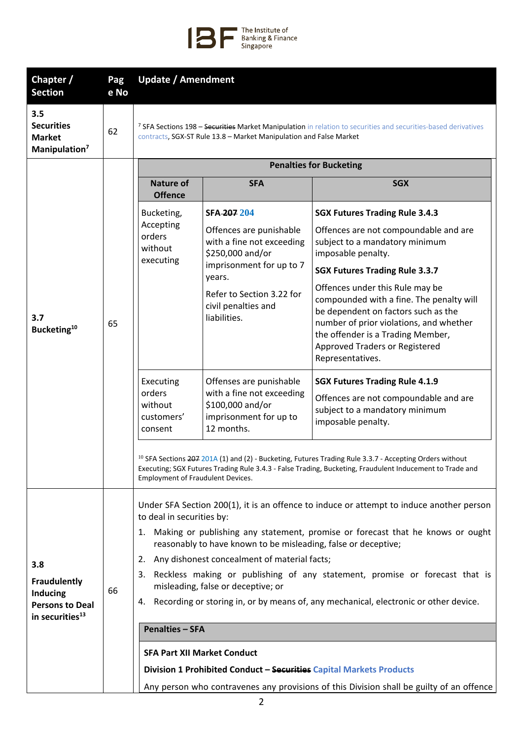| Chapter / Section | Page No | Update / Amendment |
|---|---|---|
| **3.5 Securities Market Manipulation**[7] | 62 | [7] SFA Sections 198 – ~~Securities~~ Market Manipulation in relation to securities and securities-based derivatives contracts, SGX-ST Rule 13.8 – Market Manipulation and False Market |
| **3.7 Bucketing**[10] | 65 | **Penalties for Bucketing** (see table below) [10] SFA Sections ~~207~~ 201A (1) and (2) - Bucketing, Futures Trading Rule 3.3.7 - Accepting Orders without Executing; SGX Futures Trading Rule 3.4.3 - False Trading, Bucketing, Fraudulent Inducement to Trade and Employment of Fraudulent Devices. |
| **3.8 Fraudulently Inducing Persons to Deal in securities**[13] | 66 | Under SFA Section 200(1), it is an offence to induce or attempt to induce another person to deal in securities by: 1. Making or publishing any statement, promise or forecast that he knows or ought reasonably to have known to be misleading, false or deceptive; 2. Any dishonest concealment of material facts; 3. Reckless making or publishing of any statement, promise or forecast that is misleading, false or deceptive; or 4. Recording or storing in, or by means of, any mechanical, electronic or other device. **Penalties – SFA** **SFA Part XII Market Conduct** **Division 1 Prohibited Conduct – ~~Securities~~ Capital Markets Products** Any person who contravenes any provisions of this Division shall be guilty of an offence |

**Penalties for Bucketing**

| Nature of Offence | SFA | SGX |
|---|---|---|
| Bucketing, Accepting orders without executing | **SFA ~~207~~ 204** Offences are punishable with a fine not exceeding \$250,000 and/or imprisonment for up to 7 years. Refer to Section 3.22 for civil penalties and liabilities. | **SGX Futures Trading Rule 3.4.3** Offences are not compoundable and are subject to a mandatory minimum imposable penalty. **SGX Futures Trading Rule 3.3.7** Offences under this Rule may be compounded with a fine. The penalty will be dependent on factors such as the number of prior violations, and whether the offender is a Trading Member, Approved Traders or Registered Representatives. |
| Executing orders without customers' consent | Offenses are punishable with a fine not exceeding \$100,000 and/or imprisonment for up to 12 months. | **SGX Futures Trading Rule 4.1.9** Offences are not compoundable and are subject to a mandatory minimum imposable penalty. |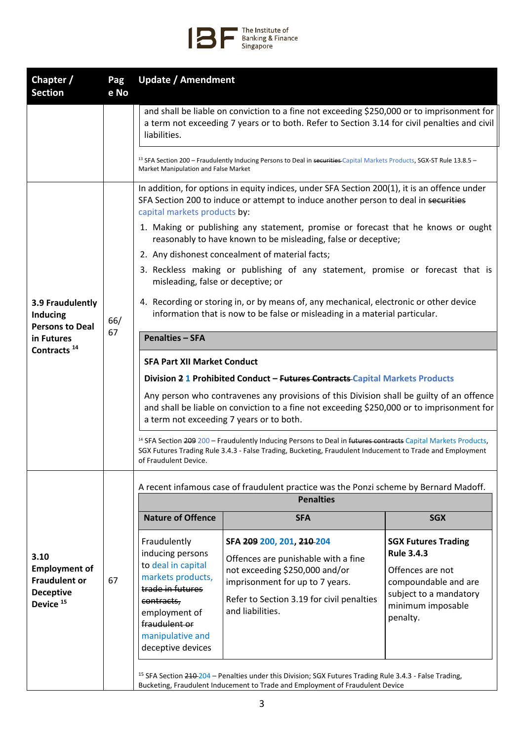| Chapter / Section | Page No | Update / Amendment |
|---|---|---|
| | | and shall be liable on conviction to a fine not exceeding $250,000 or to imprisonment for a term not exceeding 7 years or to both. Refer to Section 3.14 for civil penalties and civil liabilities.<br><br>[13] SFA Section 200 – Fraudulently Inducing Persons to Deal in ~~securities~~ Capital Markets Products, SGX-ST Rule 13.8.5 – Market Manipulation and False Market |
| **3.9 Fraudulently Inducing Persons to Deal in Futures Contracts [14]** | 66/ 67 | In addition, for options in equity indices, under SFA Section 200(1), it is an offence under SFA Section 200 to induce or attempt to induce another person to deal in ~~securities~~ capital markets products by:<br>1. Making or publishing any statement, promise or forecast that he knows or ought reasonably to have known to be misleading, false or deceptive;<br>2. Any dishonest concealment of material facts;<br>3. Reckless making or publishing of any statement, promise or forecast that is misleading, false or deceptive; or<br>4. Recording or storing in, or by means of, any mechanical, electronic or other device information that is now to be false or misleading in a material particular.<br><br>**Penalties – SFA**<br><br>**SFA Part XII Market Conduct**<br>**Division ~~2~~ 1 Prohibited Conduct – ~~Futures Contracts~~ Capital Markets Products**<br>Any person who contravenes any provisions of this Division shall be guilty of an offence and shall be liable on conviction to a fine not exceeding $250,000 or to imprisonment for a term not exceeding 7 years or to both.<br><br>[14] SFA Section ~~209~~ 200 – Fraudulently Inducing Persons to Deal in ~~futures contracts~~ Capital Markets Products, SGX Futures Trading Rule 3.4.3 - False Trading, Bucketing, Fraudulent Inducement to Trade and Employment of Fraudulent Device. |
| **3.10 Employment of Fraudulent or Deceptive Device [15]** | 67 | A recent infamous case of fraudulent practice was the Ponzi scheme by Bernard Madoff.<br><br>**Penalties**<br><br>**Nature of Offence:** Fraudulently inducing persons to deal in capital markets products, ~~trade in futures contracts,~~ employment of ~~fraudulent or~~ manipulative and deceptive devices<br><br>**SFA:** **SFA ~~209~~ 200, 201, ~~210~~ 204**<br>Offences are punishable with a fine not exceeding $250,000 and/or imprisonment for up to 7 years.<br>Refer to Section 3.19 for civil penalties and liabilities.<br><br>**SGX:** **SGX Futures Trading Rule 3.4.3**<br>Offences are not compoundable and are subject to a mandatory minimum imposable penalty.<br><br>[15] SFA Section ~~210~~ 204 – Penalties under this Division; SGX Futures Trading Rule 3.4.3 - False Trading, Bucketing, Fraudulent Inducement to Trade and Employment of Fraudulent Device |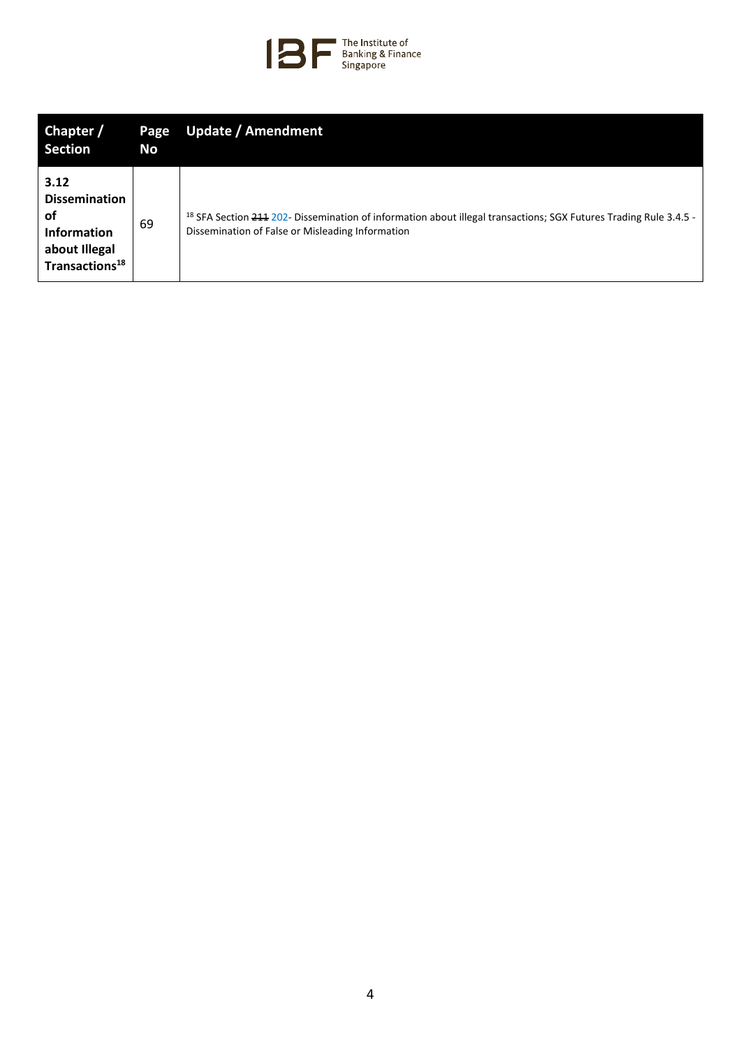| Chapter / Section | Page No | Update / Amendment |
| --- | --- | --- |
| **3.12 Dissemination of Information about Illegal Transactions[18]** | 69 | [18] SFA Section ~~211~~ 202- Dissemination of information about illegal transactions; SGX Futures Trading Rule 3.4.5 - Dissemination of False or Misleading Information |